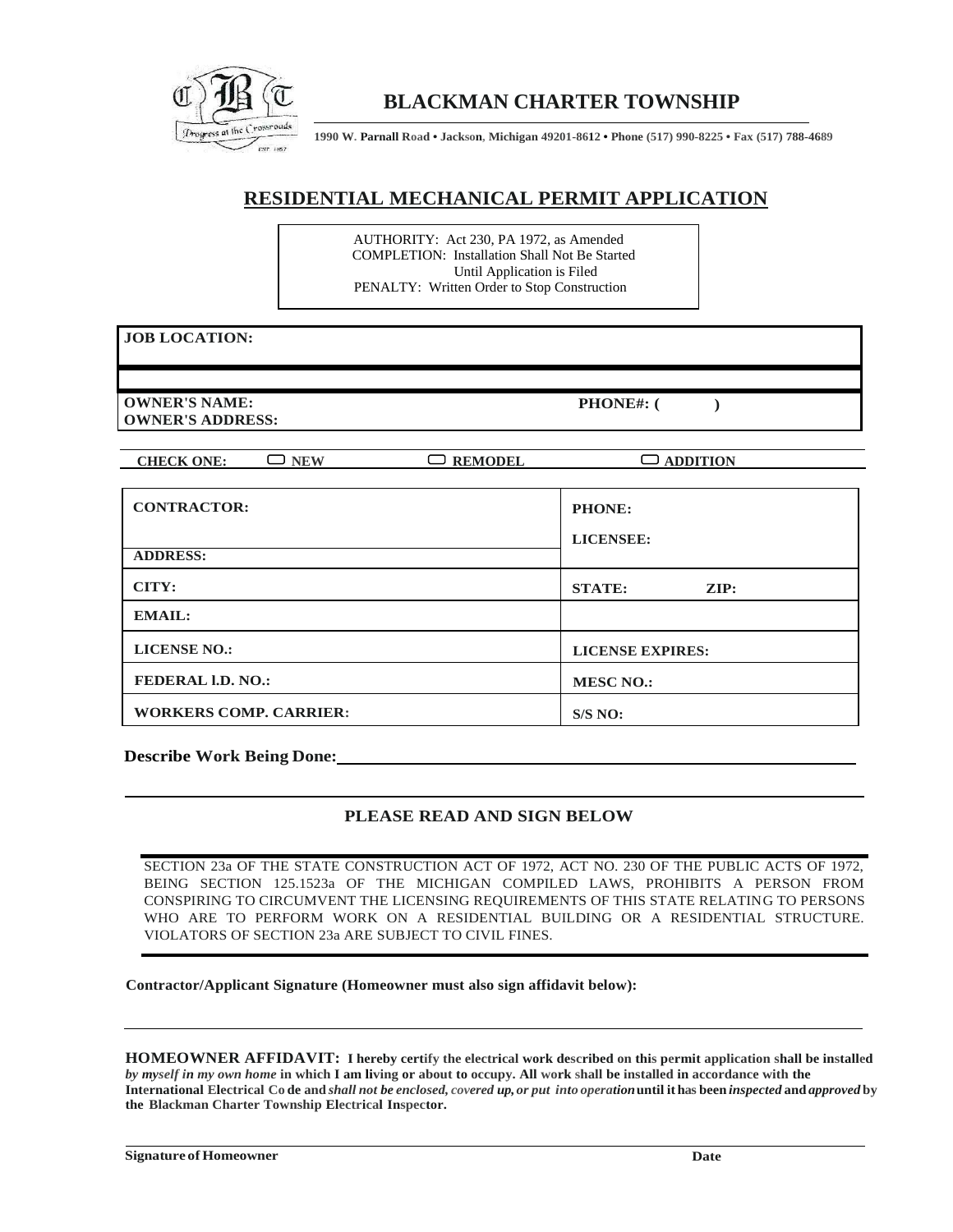# BLACKMAN CHARTER TOWNSHIP

**1990 W. Parnall Road • Jackson, Michigan 49201-8612 • Phone (517) 990-8225 • Fax (517) 788-4689**

## RESIDENTIAL MECHANICAL PERMIT APPLICATION

AUTHORITY: Act 230, PA 1972, as Amended
COMPLETION: Installation Shall Not Be Started Until Application is Filed
PENALTY: Written Order to Stop Construction

**JOB LOCATION:**

**OWNER'S NAME:** **PHONE#: ( )**
**OWNER'S ADDRESS:**

**CHECK ONE:** ☐ **NEW** ☐ **REMODEL** ☐ **ADDITION**

| | |
|---|---|
| **CONTRACTOR:** | **PHONE:** |
| **ADDRESS:** | **LICENSEE:** |
| **CITY:** | **STATE:** **ZIP:** |
| **EMAIL:** | |
| **LICENSE NO.:** | **LICENSE EXPIRES:** |
| **FEDERAL I.D. NO.:** | **MESC NO.:** |
| **WORKERS COMP. CARRIER:** | **S/S NO:** |

**Describe Work Being Done:**

### PLEASE READ AND SIGN BELOW

SECTION 23a OF THE STATE CONSTRUCTION ACT OF 1972, ACT NO. 230 OF THE PUBLIC ACTS OF 1972, BEING SECTION 125.1523a OF THE MICHIGAN COMPILED LAWS, PROHIBITS A PERSON FROM CONSPIRING TO CIRCUMVENT THE LICENSING REQUIREMENTS OF THIS STATE RELATING TO PERSONS WHO ARE TO PERFORM WORK ON A RESIDENTIAL BUILDING OR A RESIDENTIAL STRUCTURE. VIOLATORS OF SECTION 23a ARE SUBJECT TO CIVIL FINES.

**Contractor/Applicant Signature (Homeowner must also sign affidavit below):**

**HOMEOWNER AFFIDAVIT: I hereby certify the electrical work described on this permit application shall be installed** ***by myself in my own home*** **in which I am living or about to occupy. All work shall be installed in accordance with the International Electrical Code and** ***shall not be enclosed, covered up, or put into operation*** **until it has been** ***inspected*** **and** ***approved*** **by the Blackman Charter Township Electrical Inspector.**

**Signature of Homeowner** **Date**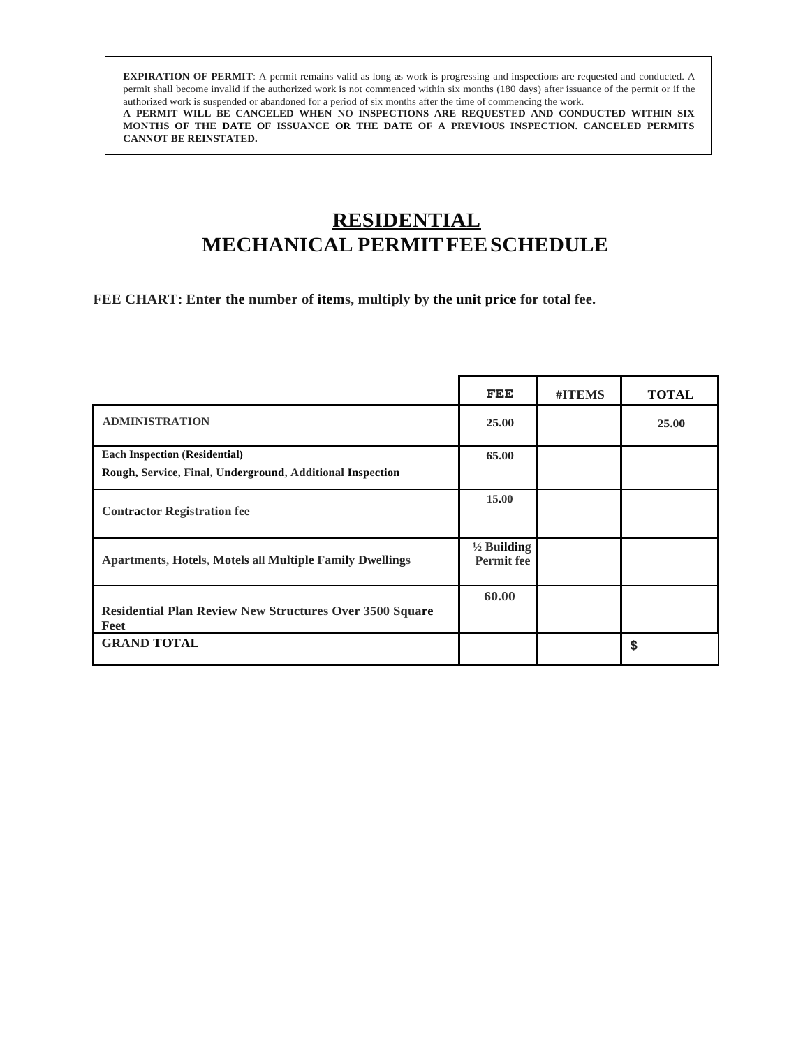**EXPIRATION OF PERMIT**: A permit remains valid as long as work is progressing and inspections are requested and conducted. A permit shall become invalid if the authorized work is not commenced within six months (180 days) after issuance of the permit or if the authorized work is suspended or abandoned for a period of six months after the time of commencing the work.

**A PERMIT WILL BE CANCELED WHEN NO INSPECTIONS ARE REQUESTED AND CONDUCTED WITHIN SIX MONTHS OF THE DATE OF ISSUANCE OR THE DATE OF A PREVIOUS INSPECTION. CANCELED PERMITS CANNOT BE REINSTATED.**

# RESIDENTIAL MECHANICAL PERMIT FEE SCHEDULE

**FEE CHART: Enter the number of items, multiply by the unit price for total fee.**

| | FEE | #ITEMS | TOTAL |
|---|---|---|---|
| **ADMINISTRATION** | **25.00** | | **25.00** |
| **Each Inspection (Residential)**<br>**Rough, Service, Final, Underground, Additional Inspection** | **65.00** | | |
| **Contractor Registration fee** | **15.00** | | |
| **Apartments, Hotels, Motels all Multiple Family Dwellings** | **½ Building Permit fee** | | |
| **Residential Plan Review New Structures Over 3500 Square Feet** | **60.00** | | |
| **GRAND TOTAL** | | | **$** |